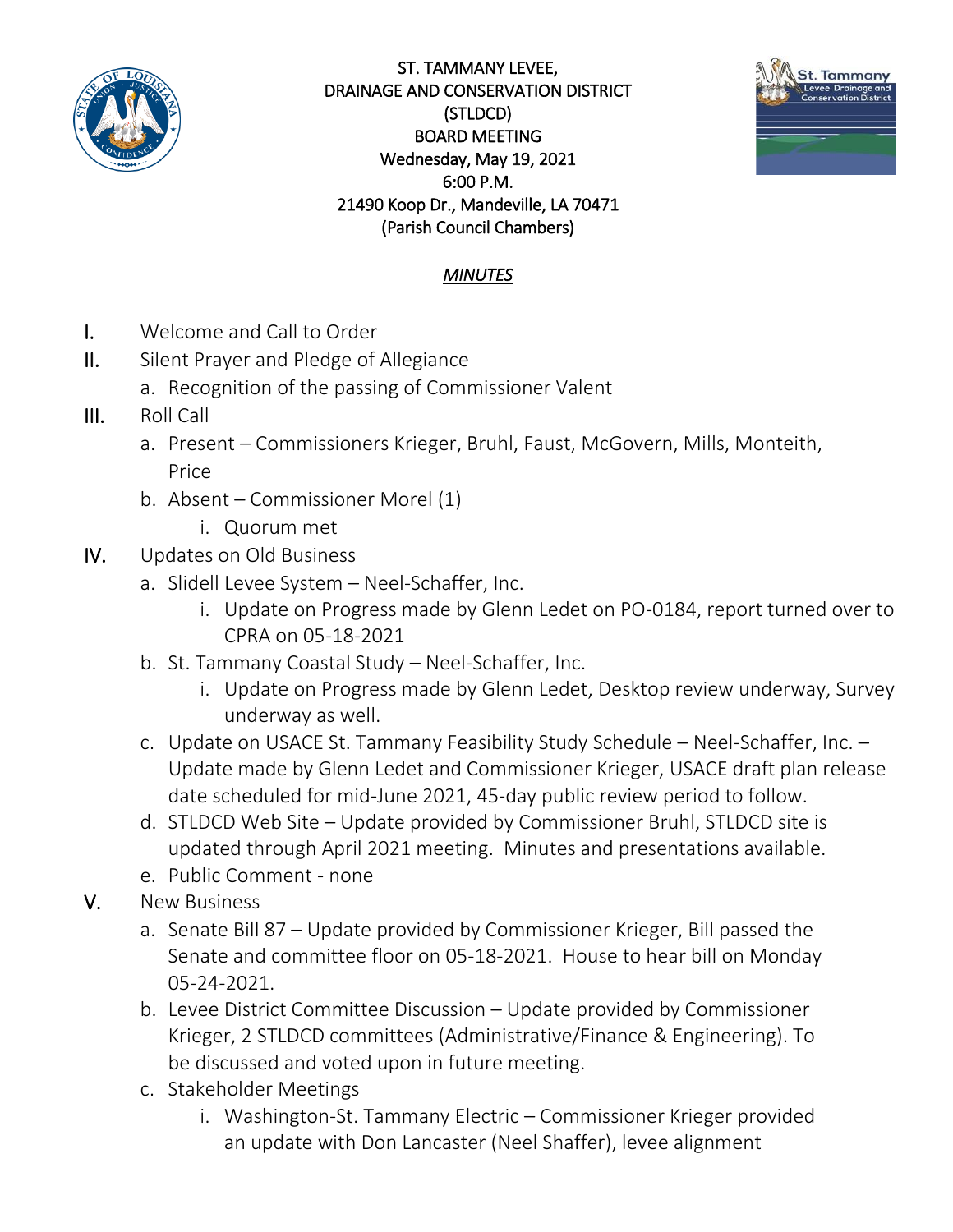ST. TAMMANY LEVEE,
DRAINAGE AND CONSERVATION DISTRICT
(STLDCD)
BOARD MEETING
Wednesday, May 19, 2021
6:00 P.M.
21490 Koop Dr., Mandeville, LA 70471
(Parish Council Chambers)

*MINUTES*

I. Welcome and Call to Order
II. Silent Prayer and Pledge of Allegiance
   a. Recognition of the passing of Commissioner Valent
III. Roll Call
   a. Present – Commissioners Krieger, Bruhl, Faust, McGovern, Mills, Monteith, Price
   b. Absent – Commissioner Morel (1)
      i. Quorum met
IV. Updates on Old Business
   a. Slidell Levee System – Neel-Schaffer, Inc.
      i. Update on Progress made by Glenn Ledet on PO-0184, report turned over to CPRA on 05-18-2021
   b. St. Tammany Coastal Study – Neel-Schaffer, Inc.
      i. Update on Progress made by Glenn Ledet, Desktop review underway, Survey underway as well.
   c. Update on USACE St. Tammany Feasibility Study Schedule – Neel-Schaffer, Inc. – Update made by Glenn Ledet and Commissioner Krieger, USACE draft plan release date scheduled for mid-June 2021, 45-day public review period to follow.
   d. STLDCD Web Site – Update provided by Commissioner Bruhl, STLDCD site is updated through April 2021 meeting. Minutes and presentations available.
   e. Public Comment - none
V. New Business
   a. Senate Bill 87 – Update provided by Commissioner Krieger, Bill passed the Senate and committee floor on 05-18-2021. House to hear bill on Monday 05-24-2021.
   b. Levee District Committee Discussion – Update provided by Commissioner Krieger, 2 STLDCD committees (Administrative/Finance & Engineering). To be discussed and voted upon in future meeting.
   c. Stakeholder Meetings
      i. Washington-St. Tammany Electric – Commissioner Krieger provided an update with Don Lancaster (Neel Shaffer), levee alignment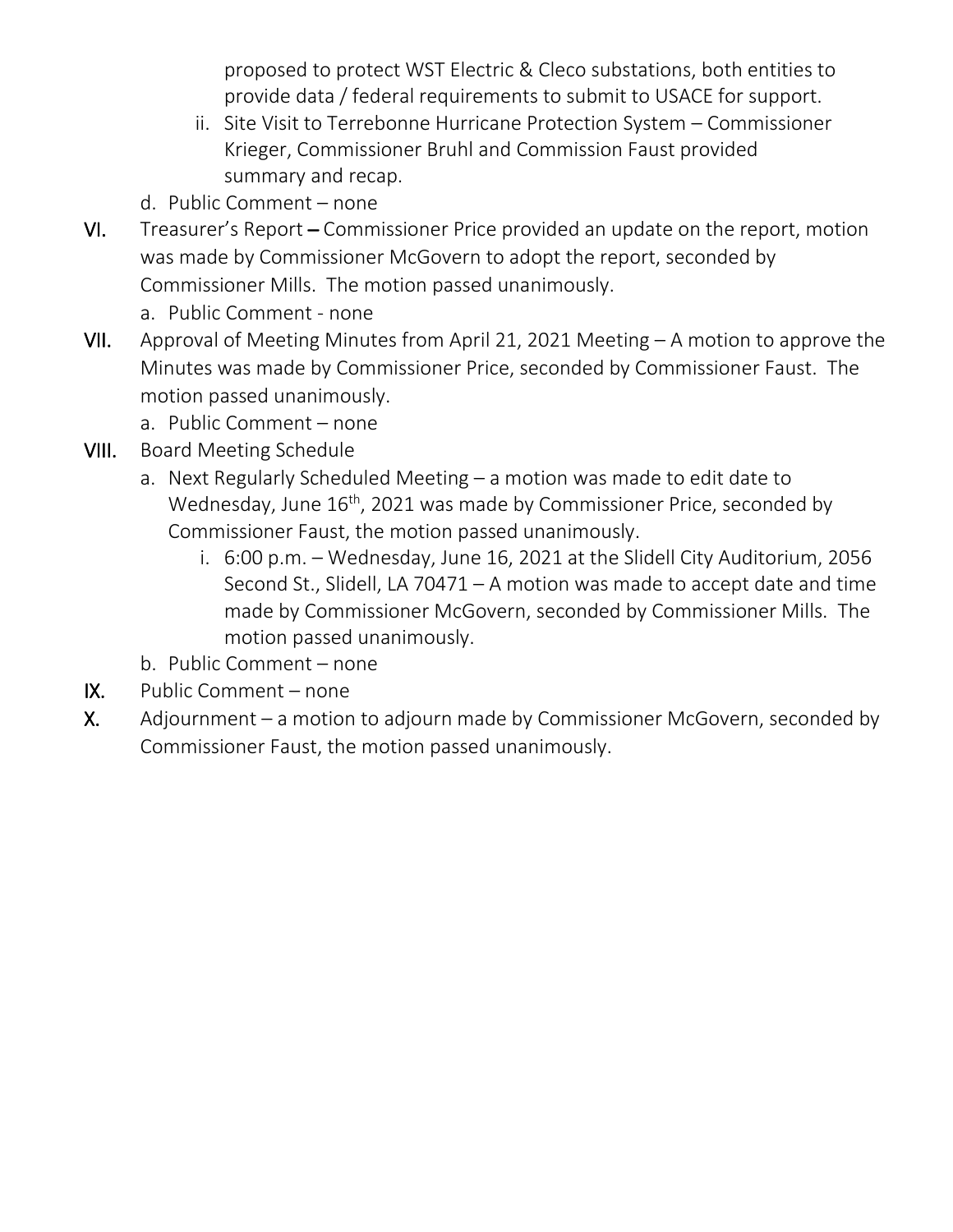proposed to protect WST Electric & Cleco substations, both entities to provide data / federal requirements to submit to USACE for support.

   ii. Site Visit to Terrebonne Hurricane Protection System – Commissioner Krieger, Commissioner Bruhl and Commission Faust provided summary and recap.

   d. Public Comment – none

VI. Treasurer's Report – Commissioner Price provided an update on the report, motion was made by Commissioner McGovern to adopt the report, seconded by Commissioner Mills. The motion passed unanimously.

   a. Public Comment - none

VII. Approval of Meeting Minutes from April 21, 2021 Meeting – A motion to approve the Minutes was made by Commissioner Price, seconded by Commissioner Faust. The motion passed unanimously.

   a. Public Comment – none

VIII. Board Meeting Schedule

   a. Next Regularly Scheduled Meeting – a motion was made to edit date to Wednesday, June 16th, 2021 was made by Commissioner Price, seconded by Commissioner Faust, the motion passed unanimously.

      i. 6:00 p.m. – Wednesday, June 16, 2021 at the Slidell City Auditorium, 2056 Second St., Slidell, LA 70471 – A motion was made to accept date and time made by Commissioner McGovern, seconded by Commissioner Mills. The motion passed unanimously.

   b. Public Comment – none

IX. Public Comment – none

X. Adjournment – a motion to adjourn made by Commissioner McGovern, seconded by Commissioner Faust, the motion passed unanimously.